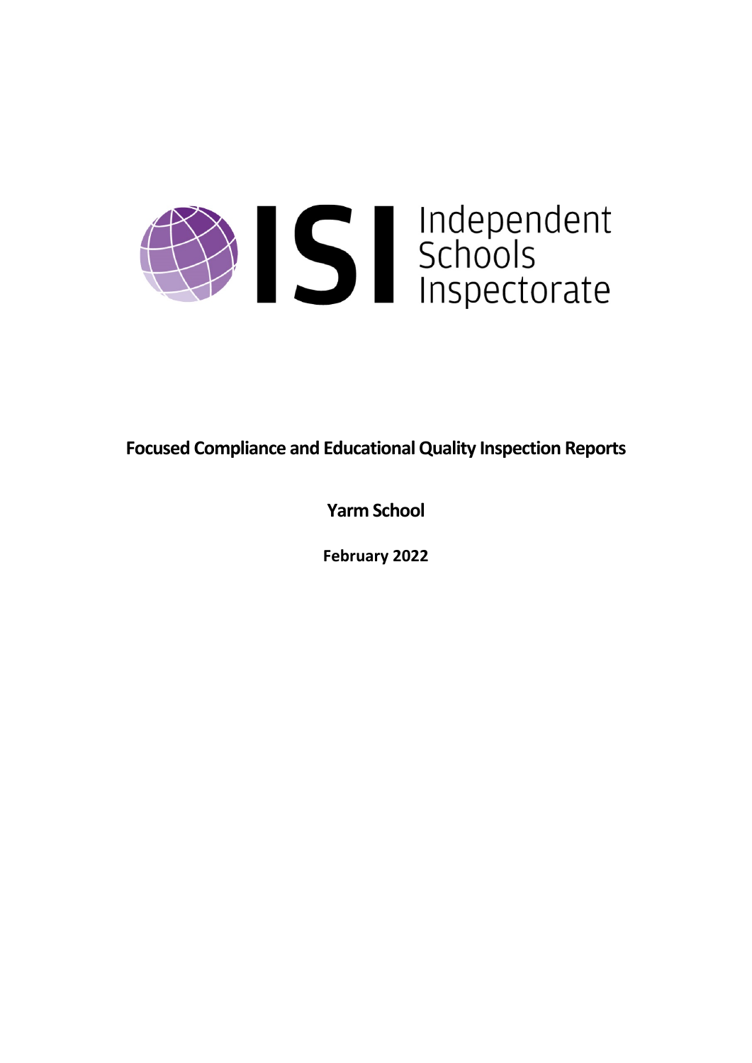Independent Schools Inspectorate

# Focused Compliance and Educational Quality Inspection Reports

## Yarm School

**February 2022**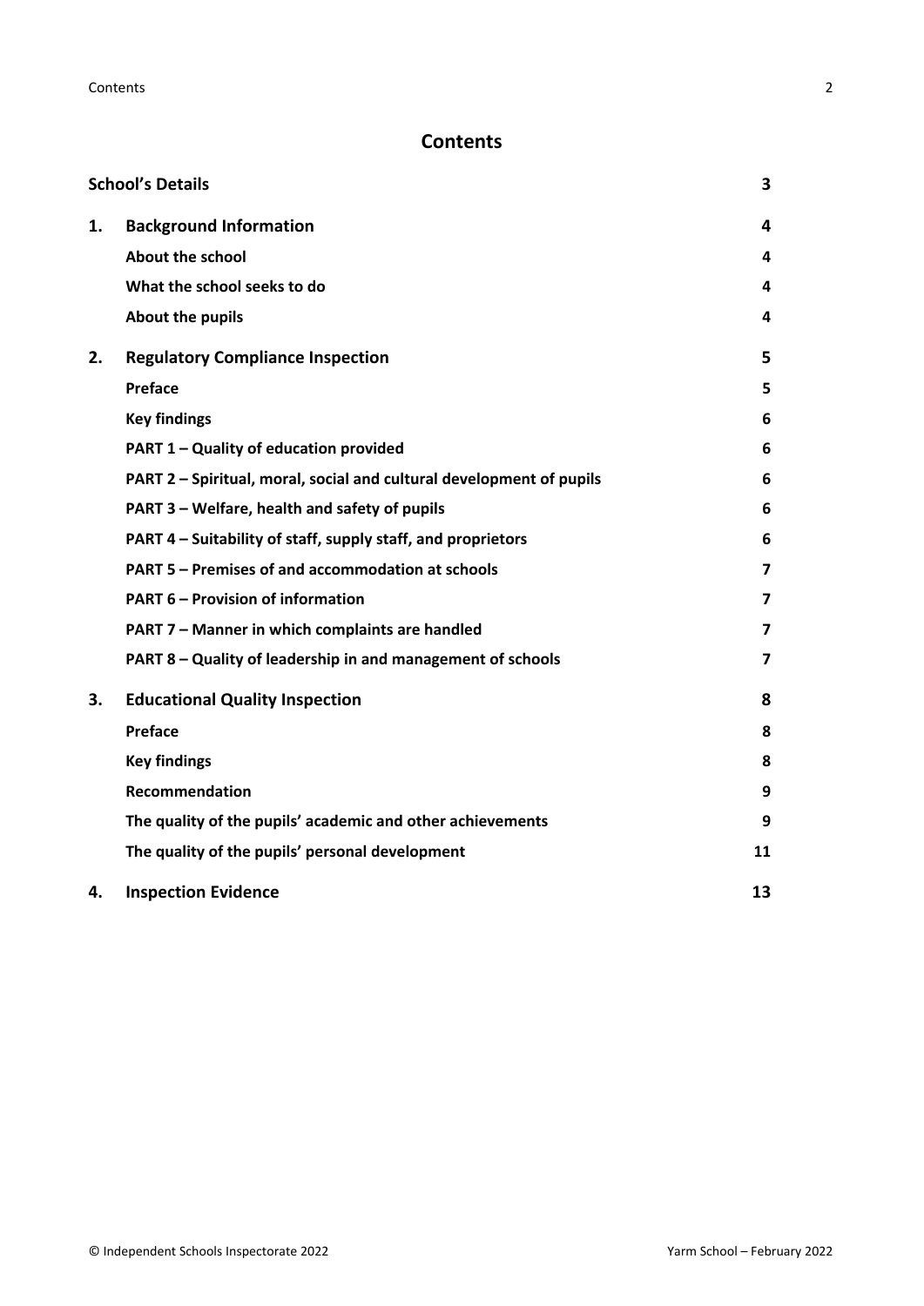# Contents

| | | |
|---|---|---|
| **School's Details** | | **3** |
| **1.** | **Background Information** | **4** |
| | **About the school** | **4** |
| | **What the school seeks to do** | **4** |
| | **About the pupils** | **4** |
| **2.** | **Regulatory Compliance Inspection** | **5** |
| | **Preface** | **5** |
| | **Key findings** | **6** |
| | **PART 1 – Quality of education provided** | **6** |
| | **PART 2 – Spiritual, moral, social and cultural development of pupils** | **6** |
| | **PART 3 – Welfare, health and safety of pupils** | **6** |
| | **PART 4 – Suitability of staff, supply staff, and proprietors** | **6** |
| | **PART 5 – Premises of and accommodation at schools** | **7** |
| | **PART 6 – Provision of information** | **7** |
| | **PART 7 – Manner in which complaints are handled** | **7** |
| | **PART 8 – Quality of leadership in and management of schools** | **7** |
| **3.** | **Educational Quality Inspection** | **8** |
| | **Preface** | **8** |
| | **Key findings** | **8** |
| | **Recommendation** | **9** |
| | **The quality of the pupils' academic and other achievements** | **9** |
| | **The quality of the pupils' personal development** | **11** |
| **4.** | **Inspection Evidence** | **13** |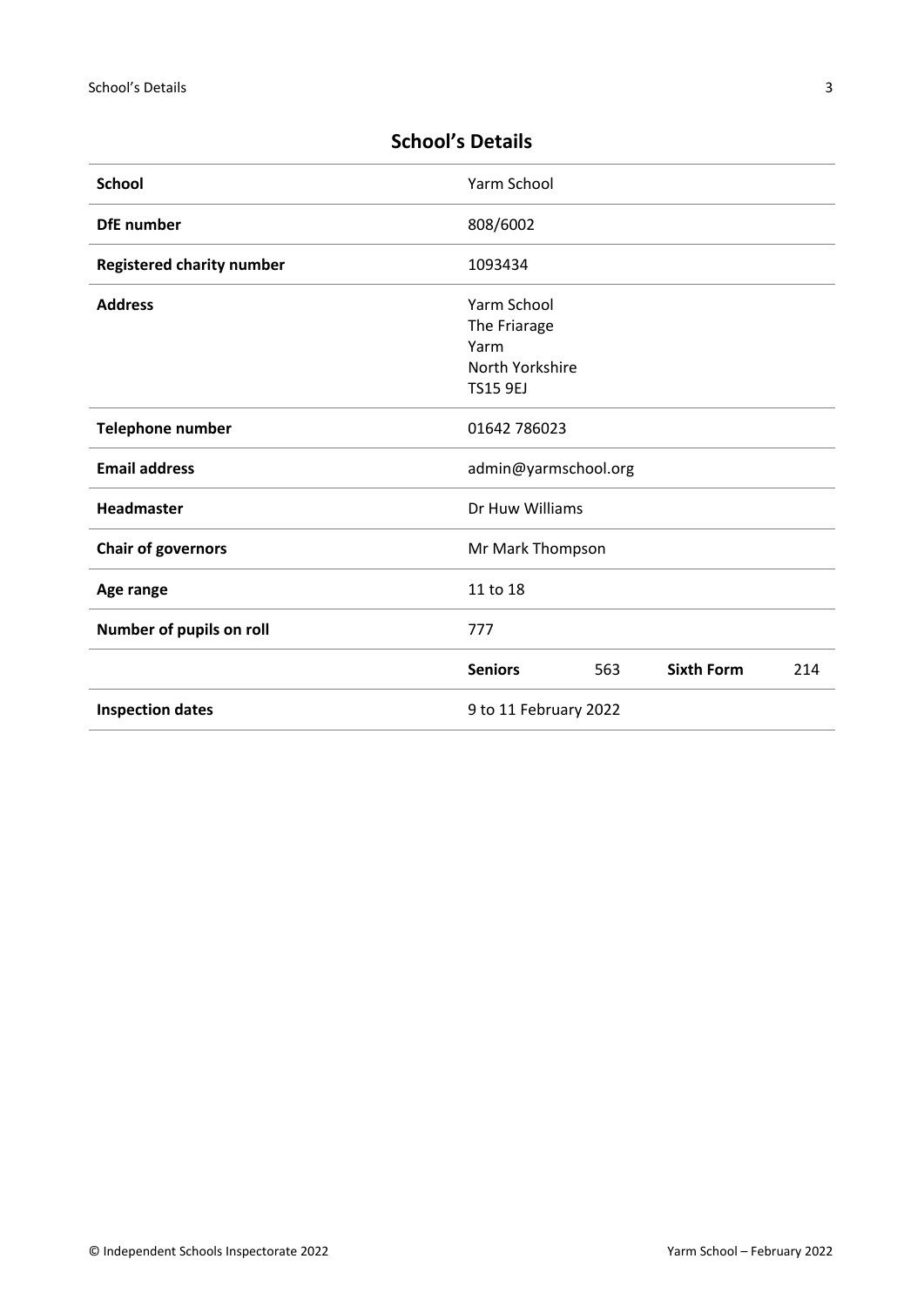## School's Details

| | | | | |
|---|---|---|---|---|
| **School** | Yarm School | | | |
| **DfE number** | 808/6002 | | | |
| **Registered charity number** | 1093434 | | | |
| **Address** | Yarm School<br>The Friarage<br>Yarm<br>North Yorkshire<br>TS15 9EJ | | | |
| **Telephone number** | 01642 786023 | | | |
| **Email address** | admin@yarmschool.org | | | |
| **Headmaster** | Dr Huw Williams | | | |
| **Chair of governors** | Mr Mark Thompson | | | |
| **Age range** | 11 to 18 | | | |
| **Number of pupils on roll** | 777 | | | |
| | **Seniors** | 563 | **Sixth Form** | 214 |
| **Inspection dates** | 9 to 11 February 2022 | | | |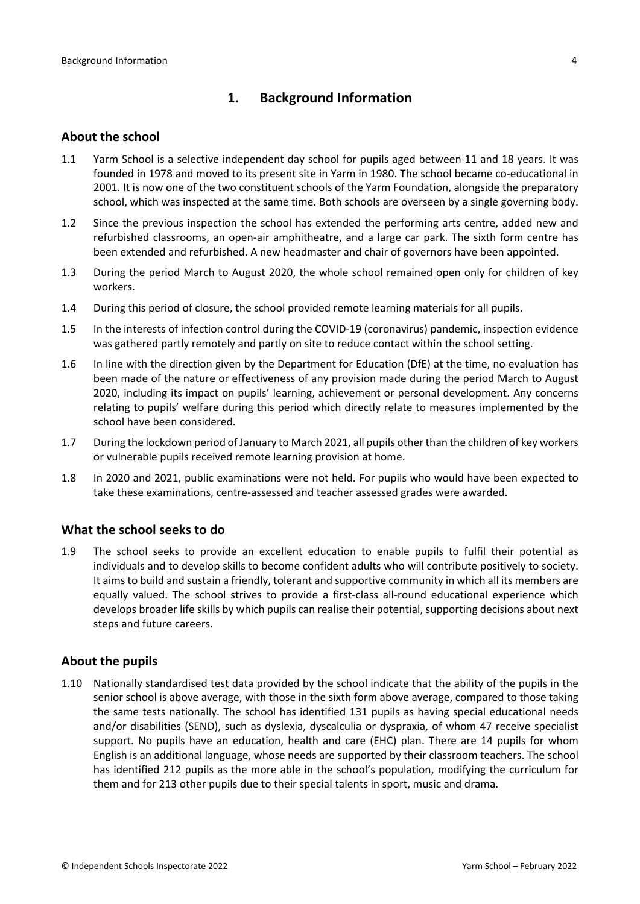# 1. Background Information

## About the school

1.1 Yarm School is a selective independent day school for pupils aged between 11 and 18 years. It was founded in 1978 and moved to its present site in Yarm in 1980. The school became co-educational in 2001. It is now one of the two constituent schools of the Yarm Foundation, alongside the preparatory school, which was inspected at the same time. Both schools are overseen by a single governing body.

1.2 Since the previous inspection the school has extended the performing arts centre, added new and refurbished classrooms, an open-air amphitheatre, and a large car park. The sixth form centre has been extended and refurbished. A new headmaster and chair of governors have been appointed.

1.3 During the period March to August 2020, the whole school remained open only for children of key workers.

1.4 During this period of closure, the school provided remote learning materials for all pupils.

1.5 In the interests of infection control during the COVID-19 (coronavirus) pandemic, inspection evidence was gathered partly remotely and partly on site to reduce contact within the school setting.

1.6 In line with the direction given by the Department for Education (DfE) at the time, no evaluation has been made of the nature or effectiveness of any provision made during the period March to August 2020, including its impact on pupils' learning, achievement or personal development. Any concerns relating to pupils' welfare during this period which directly relate to measures implemented by the school have been considered.

1.7 During the lockdown period of January to March 2021, all pupils other than the children of key workers or vulnerable pupils received remote learning provision at home.

1.8 In 2020 and 2021, public examinations were not held. For pupils who would have been expected to take these examinations, centre-assessed and teacher assessed grades were awarded.

## What the school seeks to do

1.9 The school seeks to provide an excellent education to enable pupils to fulfil their potential as individuals and to develop skills to become confident adults who will contribute positively to society. It aims to build and sustain a friendly, tolerant and supportive community in which all its members are equally valued. The school strives to provide a first-class all-round educational experience which develops broader life skills by which pupils can realise their potential, supporting decisions about next steps and future careers.

## About the pupils

1.10 Nationally standardised test data provided by the school indicate that the ability of the pupils in the senior school is above average, with those in the sixth form above average, compared to those taking the same tests nationally. The school has identified 131 pupils as having special educational needs and/or disabilities (SEND), such as dyslexia, dyscalculia or dyspraxia, of whom 47 receive specialist support. No pupils have an education, health and care (EHC) plan. There are 14 pupils for whom English is an additional language, whose needs are supported by their classroom teachers. The school has identified 212 pupils as the more able in the school's population, modifying the curriculum for them and for 213 other pupils due to their special talents in sport, music and drama.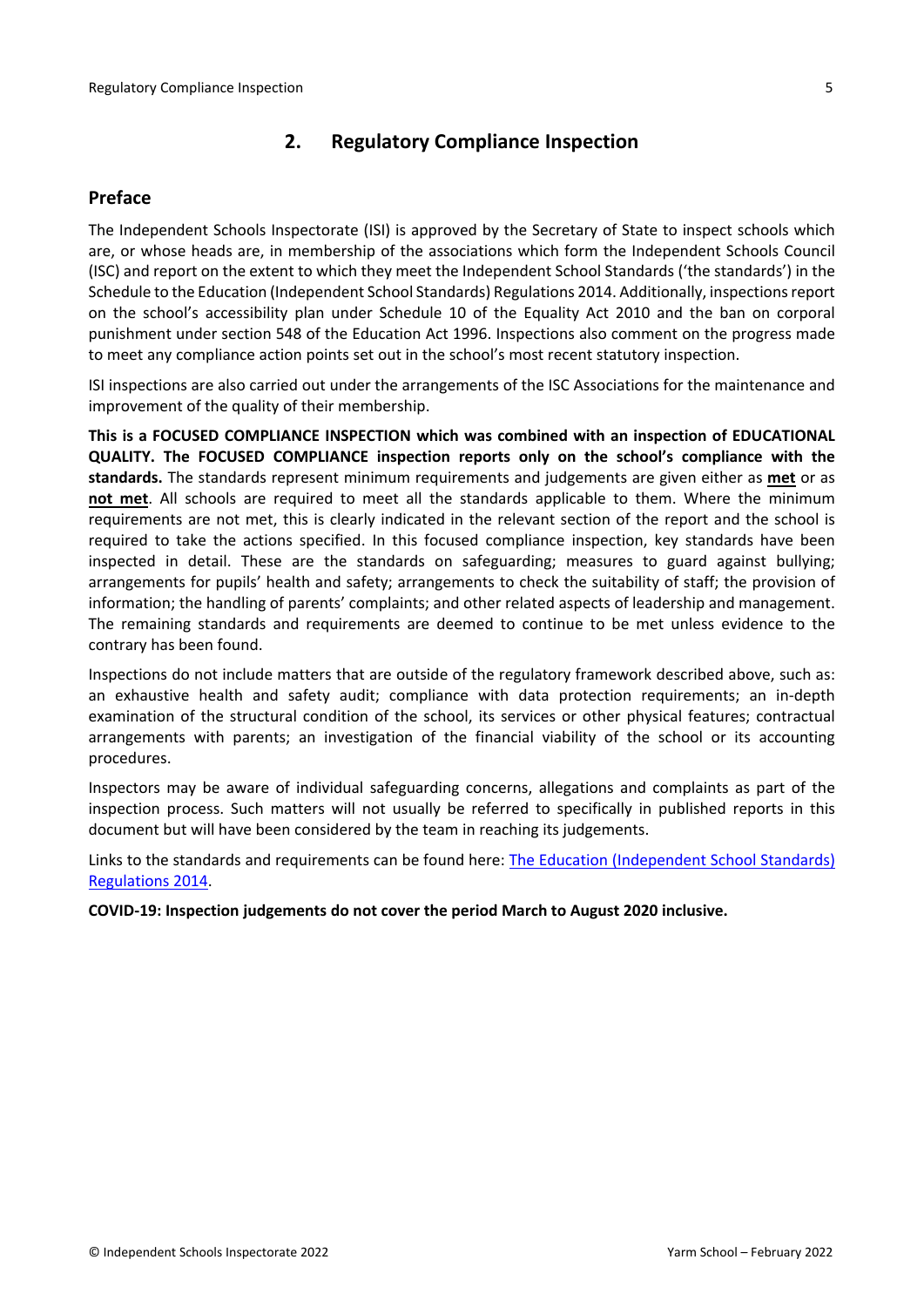## 2. Regulatory Compliance Inspection

### Preface

The Independent Schools Inspectorate (ISI) is approved by the Secretary of State to inspect schools which are, or whose heads are, in membership of the associations which form the Independent Schools Council (ISC) and report on the extent to which they meet the Independent School Standards ('the standards') in the Schedule to the Education (Independent School Standards) Regulations 2014. Additionally, inspections report on the school's accessibility plan under Schedule 10 of the Equality Act 2010 and the ban on corporal punishment under section 548 of the Education Act 1996. Inspections also comment on the progress made to meet any compliance action points set out in the school's most recent statutory inspection.

ISI inspections are also carried out under the arrangements of the ISC Associations for the maintenance and improvement of the quality of their membership.

**This is a FOCUSED COMPLIANCE INSPECTION which was combined with an inspection of EDUCATIONAL QUALITY. The FOCUSED COMPLIANCE inspection reports only on the school's compliance with the standards.** The standards represent minimum requirements and judgements are given either as **met** or as **not met**. All schools are required to meet all the standards applicable to them. Where the minimum requirements are not met, this is clearly indicated in the relevant section of the report and the school is required to take the actions specified. In this focused compliance inspection, key standards have been inspected in detail. These are the standards on safeguarding; measures to guard against bullying; arrangements for pupils' health and safety; arrangements to check the suitability of staff; the provision of information; the handling of parents' complaints; and other related aspects of leadership and management. The remaining standards and requirements are deemed to continue to be met unless evidence to the contrary has been found.

Inspections do not include matters that are outside of the regulatory framework described above, such as: an exhaustive health and safety audit; compliance with data protection requirements; an in-depth examination of the structural condition of the school, its services or other physical features; contractual arrangements with parents; an investigation of the financial viability of the school or its accounting procedures.

Inspectors may be aware of individual safeguarding concerns, allegations and complaints as part of the inspection process. Such matters will not usually be referred to specifically in published reports in this document but will have been considered by the team in reaching its judgements.

Links to the standards and requirements can be found here: The Education (Independent School Standards) Regulations 2014.

**COVID-19: Inspection judgements do not cover the period March to August 2020 inclusive.**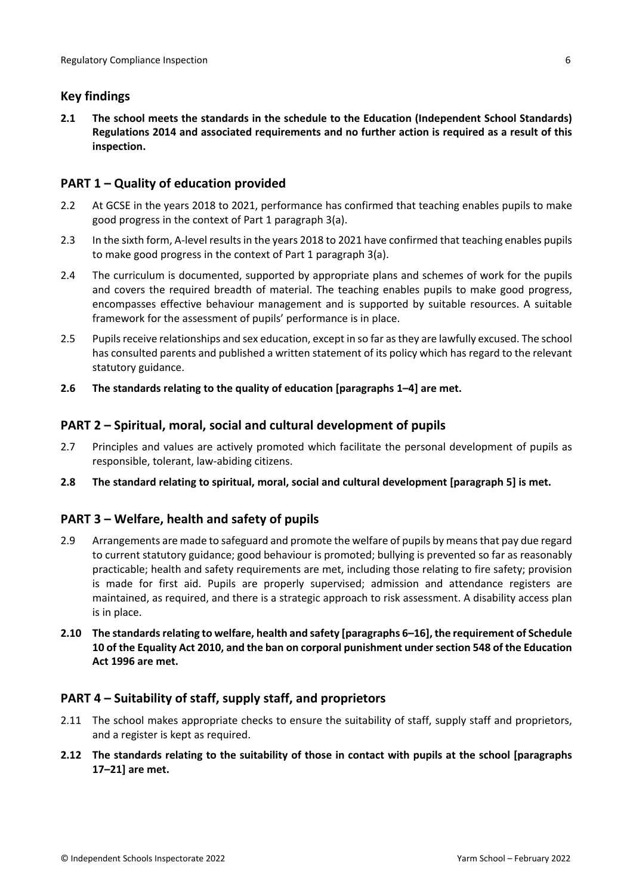## Key findings

**2.1 The school meets the standards in the schedule to the Education (Independent School Standards) Regulations 2014 and associated requirements and no further action is required as a result of this inspection.**

## PART 1 – Quality of education provided

2.2 At GCSE in the years 2018 to 2021, performance has confirmed that teaching enables pupils to make good progress in the context of Part 1 paragraph 3(a).

2.3 In the sixth form, A-level results in the years 2018 to 2021 have confirmed that teaching enables pupils to make good progress in the context of Part 1 paragraph 3(a).

2.4 The curriculum is documented, supported by appropriate plans and schemes of work for the pupils and covers the required breadth of material. The teaching enables pupils to make good progress, encompasses effective behaviour management and is supported by suitable resources. A suitable framework for the assessment of pupils' performance is in place.

2.5 Pupils receive relationships and sex education, except in so far as they are lawfully excused. The school has consulted parents and published a written statement of its policy which has regard to the relevant statutory guidance.

**2.6 The standards relating to the quality of education [paragraphs 1–4] are met.**

## PART 2 – Spiritual, moral, social and cultural development of pupils

2.7 Principles and values are actively promoted which facilitate the personal development of pupils as responsible, tolerant, law-abiding citizens.

**2.8 The standard relating to spiritual, moral, social and cultural development [paragraph 5] is met.**

## PART 3 – Welfare, health and safety of pupils

2.9 Arrangements are made to safeguard and promote the welfare of pupils by means that pay due regard to current statutory guidance; good behaviour is promoted; bullying is prevented so far as reasonably practicable; health and safety requirements are met, including those relating to fire safety; provision is made for first aid. Pupils are properly supervised; admission and attendance registers are maintained, as required, and there is a strategic approach to risk assessment. A disability access plan is in place.

**2.10 The standards relating to welfare, health and safety [paragraphs 6–16], the requirement of Schedule 10 of the Equality Act 2010, and the ban on corporal punishment under section 548 of the Education Act 1996 are met.**

## PART 4 – Suitability of staff, supply staff, and proprietors

2.11 The school makes appropriate checks to ensure the suitability of staff, supply staff and proprietors, and a register is kept as required.

**2.12 The standards relating to the suitability of those in contact with pupils at the school [paragraphs 17–21] are met.**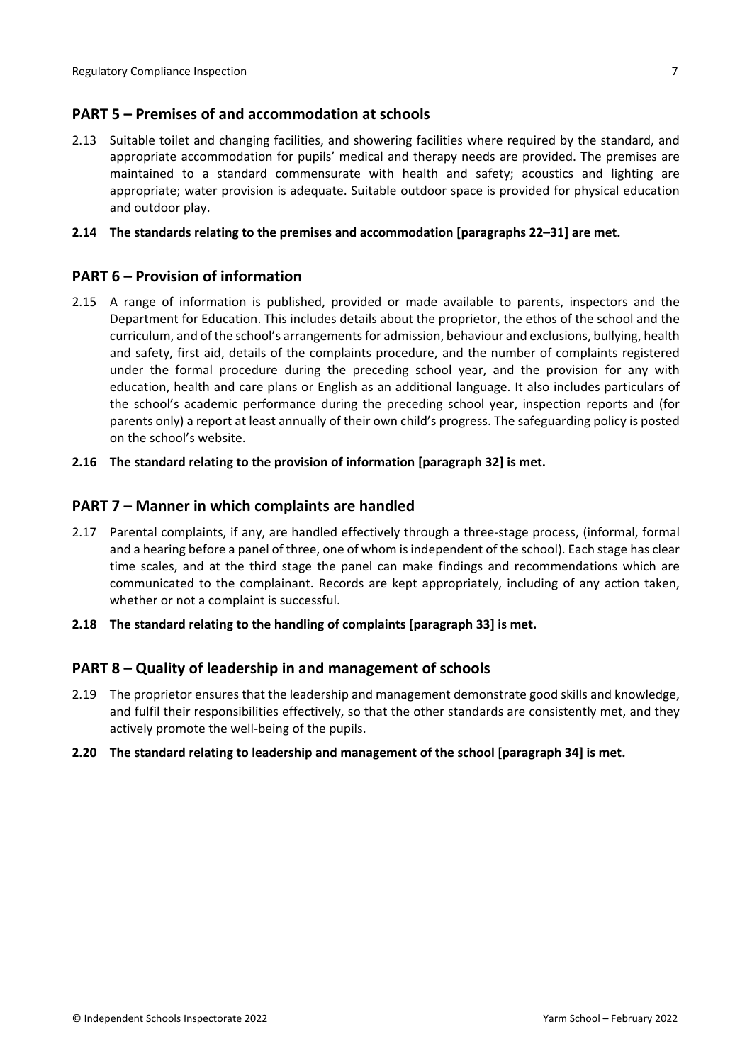## PART 5 – Premises of and accommodation at schools

2.13 Suitable toilet and changing facilities, and showering facilities where required by the standard, and appropriate accommodation for pupils' medical and therapy needs are provided. The premises are maintained to a standard commensurate with health and safety; acoustics and lighting are appropriate; water provision is adequate. Suitable outdoor space is provided for physical education and outdoor play.

**2.14 The standards relating to the premises and accommodation [paragraphs 22–31] are met.**

## PART 6 – Provision of information

2.15 A range of information is published, provided or made available to parents, inspectors and the Department for Education. This includes details about the proprietor, the ethos of the school and the curriculum, and of the school's arrangements for admission, behaviour and exclusions, bullying, health and safety, first aid, details of the complaints procedure, and the number of complaints registered under the formal procedure during the preceding school year, and the provision for any with education, health and care plans or English as an additional language. It also includes particulars of the school's academic performance during the preceding school year, inspection reports and (for parents only) a report at least annually of their own child's progress. The safeguarding policy is posted on the school's website.

**2.16 The standard relating to the provision of information [paragraph 32] is met.**

## PART 7 – Manner in which complaints are handled

2.17 Parental complaints, if any, are handled effectively through a three-stage process, (informal, formal and a hearing before a panel of three, one of whom is independent of the school). Each stage has clear time scales, and at the third stage the panel can make findings and recommendations which are communicated to the complainant. Records are kept appropriately, including of any action taken, whether or not a complaint is successful.

**2.18 The standard relating to the handling of complaints [paragraph 33] is met.**

## PART 8 – Quality of leadership in and management of schools

2.19 The proprietor ensures that the leadership and management demonstrate good skills and knowledge, and fulfil their responsibilities effectively, so that the other standards are consistently met, and they actively promote the well-being of the pupils.

**2.20 The standard relating to leadership and management of the school [paragraph 34] is met.**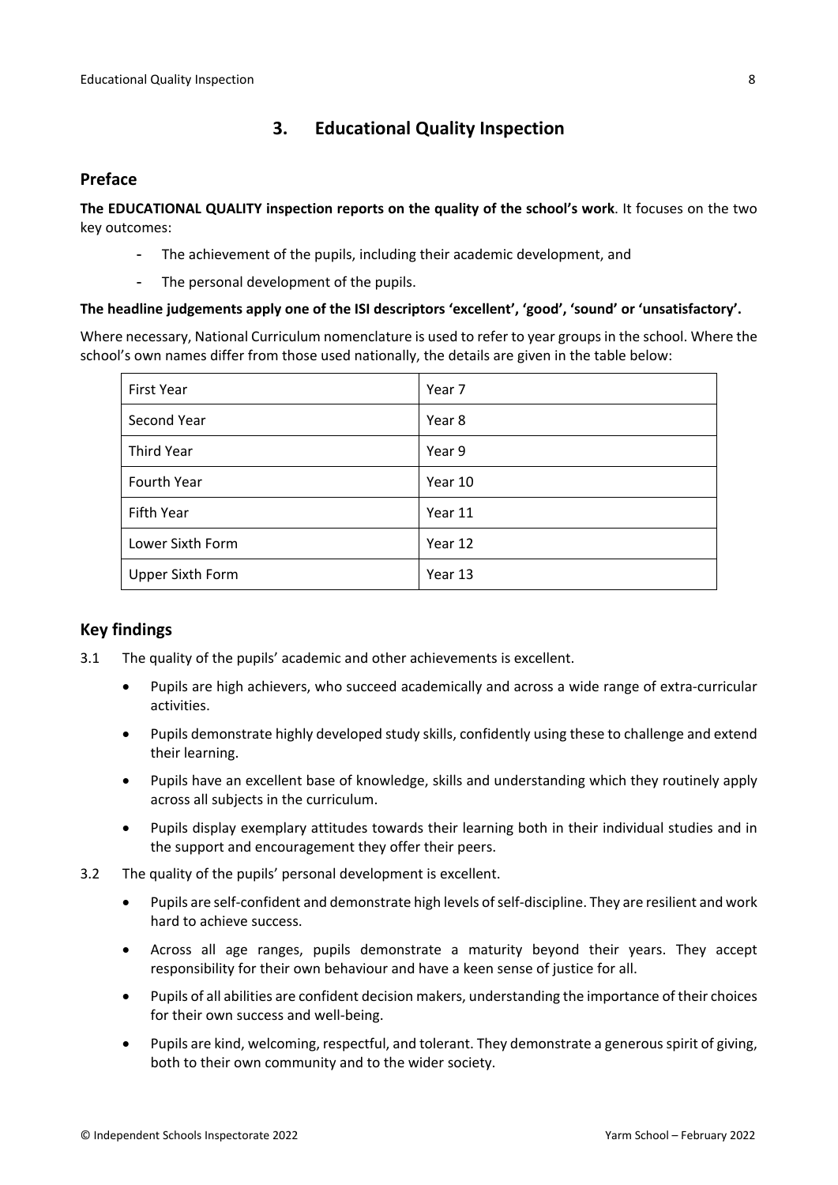## 3. Educational Quality Inspection

### Preface

**The EDUCATIONAL QUALITY inspection reports on the quality of the school's work**. It focuses on the two key outcomes:

- The achievement of the pupils, including their academic development, and
- The personal development of the pupils.

**The headline judgements apply one of the ISI descriptors 'excellent', 'good', 'sound' or 'unsatisfactory'.**

Where necessary, National Curriculum nomenclature is used to refer to year groups in the school. Where the school's own names differ from those used nationally, the details are given in the table below:

| | |
|---|---|
| First Year | Year 7 |
| Second Year | Year 8 |
| Third Year | Year 9 |
| Fourth Year | Year 10 |
| Fifth Year | Year 11 |
| Lower Sixth Form | Year 12 |
| Upper Sixth Form | Year 13 |

### Key findings

3.1 The quality of the pupils' academic and other achievements is excellent.

- Pupils are high achievers, who succeed academically and across a wide range of extra-curricular activities.
- Pupils demonstrate highly developed study skills, confidently using these to challenge and extend their learning.
- Pupils have an excellent base of knowledge, skills and understanding which they routinely apply across all subjects in the curriculum.
- Pupils display exemplary attitudes towards their learning both in their individual studies and in the support and encouragement they offer their peers.

3.2 The quality of the pupils' personal development is excellent.

- Pupils are self-confident and demonstrate high levels of self-discipline. They are resilient and work hard to achieve success.
- Across all age ranges, pupils demonstrate a maturity beyond their years. They accept responsibility for their own behaviour and have a keen sense of justice for all.
- Pupils of all abilities are confident decision makers, understanding the importance of their choices for their own success and well-being.
- Pupils are kind, welcoming, respectful, and tolerant. They demonstrate a generous spirit of giving, both to their own community and to the wider society.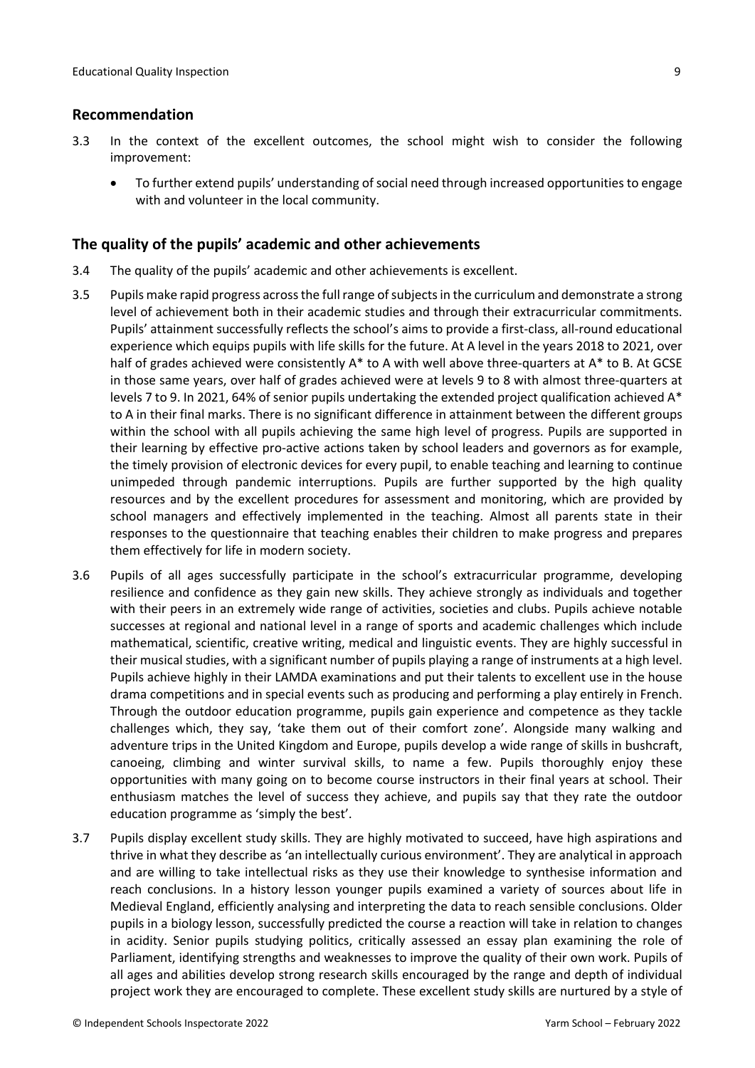## Recommendation

3.3 In the context of the excellent outcomes, the school might wish to consider the following improvement:

- To further extend pupils' understanding of social need through increased opportunities to engage with and volunteer in the local community.

## The quality of the pupils' academic and other achievements

3.4 The quality of the pupils' academic and other achievements is excellent.

3.5 Pupils make rapid progress across the full range of subjects in the curriculum and demonstrate a strong level of achievement both in their academic studies and through their extracurricular commitments. Pupils' attainment successfully reflects the school's aims to provide a first-class, all-round educational experience which equips pupils with life skills for the future. At A level in the years 2018 to 2021, over half of grades achieved were consistently A* to A with well above three-quarters at A* to B. At GCSE in those same years, over half of grades achieved were at levels 9 to 8 with almost three-quarters at levels 7 to 9. In 2021, 64% of senior pupils undertaking the extended project qualification achieved A* to A in their final marks. There is no significant difference in attainment between the different groups within the school with all pupils achieving the same high level of progress. Pupils are supported in their learning by effective pro-active actions taken by school leaders and governors as for example, the timely provision of electronic devices for every pupil, to enable teaching and learning to continue unimpeded through pandemic interruptions. Pupils are further supported by the high quality resources and by the excellent procedures for assessment and monitoring, which are provided by school managers and effectively implemented in the teaching. Almost all parents state in their responses to the questionnaire that teaching enables their children to make progress and prepares them effectively for life in modern society.

3.6 Pupils of all ages successfully participate in the school's extracurricular programme, developing resilience and confidence as they gain new skills. They achieve strongly as individuals and together with their peers in an extremely wide range of activities, societies and clubs. Pupils achieve notable successes at regional and national level in a range of sports and academic challenges which include mathematical, scientific, creative writing, medical and linguistic events. They are highly successful in their musical studies, with a significant number of pupils playing a range of instruments at a high level. Pupils achieve highly in their LAMDA examinations and put their talents to excellent use in the house drama competitions and in special events such as producing and performing a play entirely in French. Through the outdoor education programme, pupils gain experience and competence as they tackle challenges which, they say, 'take them out of their comfort zone'. Alongside many walking and adventure trips in the United Kingdom and Europe, pupils develop a wide range of skills in bushcraft, canoeing, climbing and winter survival skills, to name a few. Pupils thoroughly enjoy these opportunities with many going on to become course instructors in their final years at school. Their enthusiasm matches the level of success they achieve, and pupils say that they rate the outdoor education programme as 'simply the best'.

3.7 Pupils display excellent study skills. They are highly motivated to succeed, have high aspirations and thrive in what they describe as 'an intellectually curious environment'. They are analytical in approach and are willing to take intellectual risks as they use their knowledge to synthesise information and reach conclusions. In a history lesson younger pupils examined a variety of sources about life in Medieval England, efficiently analysing and interpreting the data to reach sensible conclusions. Older pupils in a biology lesson, successfully predicted the course a reaction will take in relation to changes in acidity. Senior pupils studying politics, critically assessed an essay plan examining the role of Parliament, identifying strengths and weaknesses to improve the quality of their own work. Pupils of all ages and abilities develop strong research skills encouraged by the range and depth of individual project work they are encouraged to complete. These excellent study skills are nurtured by a style of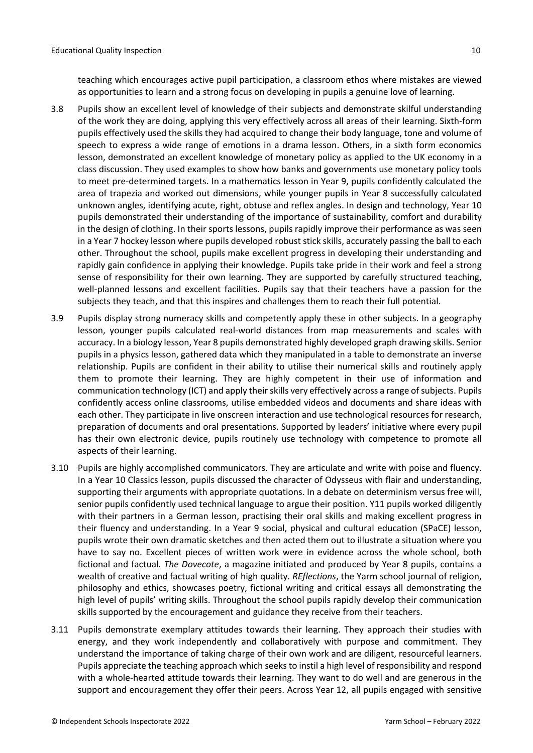teaching which encourages active pupil participation, a classroom ethos where mistakes are viewed as opportunities to learn and a strong focus on developing in pupils a genuine love of learning.

3.8 Pupils show an excellent level of knowledge of their subjects and demonstrate skilful understanding of the work they are doing, applying this very effectively across all areas of their learning. Sixth-form pupils effectively used the skills they had acquired to change their body language, tone and volume of speech to express a wide range of emotions in a drama lesson. Others, in a sixth form economics lesson, demonstrated an excellent knowledge of monetary policy as applied to the UK economy in a class discussion. They used examples to show how banks and governments use monetary policy tools to meet pre-determined targets. In a mathematics lesson in Year 9, pupils confidently calculated the area of trapezia and worked out dimensions, while younger pupils in Year 8 successfully calculated unknown angles, identifying acute, right, obtuse and reflex angles. In design and technology, Year 10 pupils demonstrated their understanding of the importance of sustainability, comfort and durability in the design of clothing. In their sports lessons, pupils rapidly improve their performance as was seen in a Year 7 hockey lesson where pupils developed robust stick skills, accurately passing the ball to each other. Throughout the school, pupils make excellent progress in developing their understanding and rapidly gain confidence in applying their knowledge. Pupils take pride in their work and feel a strong sense of responsibility for their own learning. They are supported by carefully structured teaching, well-planned lessons and excellent facilities. Pupils say that their teachers have a passion for the subjects they teach, and that this inspires and challenges them to reach their full potential.

3.9 Pupils display strong numeracy skills and competently apply these in other subjects. In a geography lesson, younger pupils calculated real-world distances from map measurements and scales with accuracy. In a biology lesson, Year 8 pupils demonstrated highly developed graph drawing skills. Senior pupils in a physics lesson, gathered data which they manipulated in a table to demonstrate an inverse relationship. Pupils are confident in their ability to utilise their numerical skills and routinely apply them to promote their learning. They are highly competent in their use of information and communication technology (ICT) and apply their skills very effectively across a range of subjects. Pupils confidently access online classrooms, utilise embedded videos and documents and share ideas with each other. They participate in live onscreen interaction and use technological resources for research, preparation of documents and oral presentations. Supported by leaders' initiative where every pupil has their own electronic device, pupils routinely use technology with competence to promote all aspects of their learning.

3.10 Pupils are highly accomplished communicators. They are articulate and write with poise and fluency. In a Year 10 Classics lesson, pupils discussed the character of Odysseus with flair and understanding, supporting their arguments with appropriate quotations. In a debate on determinism versus free will, senior pupils confidently used technical language to argue their position. Y11 pupils worked diligently with their partners in a German lesson, practising their oral skills and making excellent progress in their fluency and understanding. In a Year 9 social, physical and cultural education (SPaCE) lesson, pupils wrote their own dramatic sketches and then acted them out to illustrate a situation where you have to say no. Excellent pieces of written work were in evidence across the whole school, both fictional and factual. *The Dovecote*, a magazine initiated and produced by Year 8 pupils, contains a wealth of creative and factual writing of high quality. *REflections*, the Yarm school journal of religion, philosophy and ethics, showcases poetry, fictional writing and critical essays all demonstrating the high level of pupils' writing skills. Throughout the school pupils rapidly develop their communication skills supported by the encouragement and guidance they receive from their teachers.

3.11 Pupils demonstrate exemplary attitudes towards their learning. They approach their studies with energy, and they work independently and collaboratively with purpose and commitment. They understand the importance of taking charge of their own work and are diligent, resourceful learners. Pupils appreciate the teaching approach which seeks to instil a high level of responsibility and respond with a whole-hearted attitude towards their learning. They want to do well and are generous in the support and encouragement they offer their peers. Across Year 12, all pupils engaged with sensitive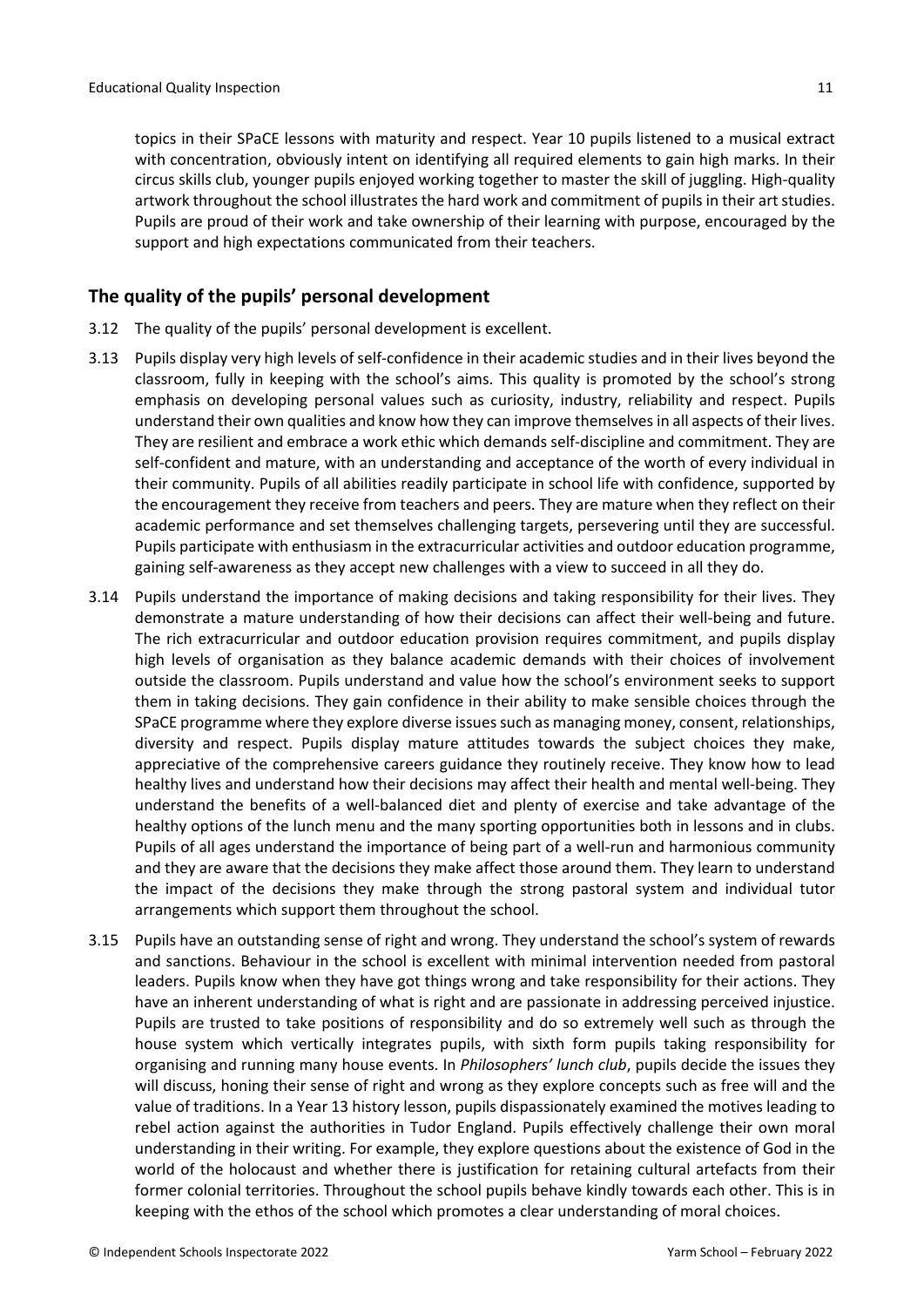topics in their SPaCE lessons with maturity and respect. Year 10 pupils listened to a musical extract with concentration, obviously intent on identifying all required elements to gain high marks. In their circus skills club, younger pupils enjoyed working together to master the skill of juggling. High-quality artwork throughout the school illustrates the hard work and commitment of pupils in their art studies. Pupils are proud of their work and take ownership of their learning with purpose, encouraged by the support and high expectations communicated from their teachers.

## The quality of the pupils' personal development

3.12 The quality of the pupils' personal development is excellent.

3.13 Pupils display very high levels of self-confidence in their academic studies and in their lives beyond the classroom, fully in keeping with the school's aims. This quality is promoted by the school's strong emphasis on developing personal values such as curiosity, industry, reliability and respect. Pupils understand their own qualities and know how they can improve themselves in all aspects of their lives. They are resilient and embrace a work ethic which demands self-discipline and commitment. They are self-confident and mature, with an understanding and acceptance of the worth of every individual in their community. Pupils of all abilities readily participate in school life with confidence, supported by the encouragement they receive from teachers and peers. They are mature when they reflect on their academic performance and set themselves challenging targets, persevering until they are successful. Pupils participate with enthusiasm in the extracurricular activities and outdoor education programme, gaining self-awareness as they accept new challenges with a view to succeed in all they do.

3.14 Pupils understand the importance of making decisions and taking responsibility for their lives. They demonstrate a mature understanding of how their decisions can affect their well-being and future. The rich extracurricular and outdoor education provision requires commitment, and pupils display high levels of organisation as they balance academic demands with their choices of involvement outside the classroom. Pupils understand and value how the school's environment seeks to support them in taking decisions. They gain confidence in their ability to make sensible choices through the SPaCE programme where they explore diverse issues such as managing money, consent, relationships, diversity and respect. Pupils display mature attitudes towards the subject choices they make, appreciative of the comprehensive careers guidance they routinely receive. They know how to lead healthy lives and understand how their decisions may affect their health and mental well-being. They understand the benefits of a well-balanced diet and plenty of exercise and take advantage of the healthy options of the lunch menu and the many sporting opportunities both in lessons and in clubs. Pupils of all ages understand the importance of being part of a well-run and harmonious community and they are aware that the decisions they make affect those around them. They learn to understand the impact of the decisions they make through the strong pastoral system and individual tutor arrangements which support them throughout the school.

3.15 Pupils have an outstanding sense of right and wrong. They understand the school's system of rewards and sanctions. Behaviour in the school is excellent with minimal intervention needed from pastoral leaders. Pupils know when they have got things wrong and take responsibility for their actions. They have an inherent understanding of what is right and are passionate in addressing perceived injustice. Pupils are trusted to take positions of responsibility and do so extremely well such as through the house system which vertically integrates pupils, with sixth form pupils taking responsibility for organising and running many house events. In *Philosophers' lunch club*, pupils decide the issues they will discuss, honing their sense of right and wrong as they explore concepts such as free will and the value of traditions. In a Year 13 history lesson, pupils dispassionately examined the motives leading to rebel action against the authorities in Tudor England. Pupils effectively challenge their own moral understanding in their writing. For example, they explore questions about the existence of God in the world of the holocaust and whether there is justification for retaining cultural artefacts from their former colonial territories. Throughout the school pupils behave kindly towards each other. This is in keeping with the ethos of the school which promotes a clear understanding of moral choices.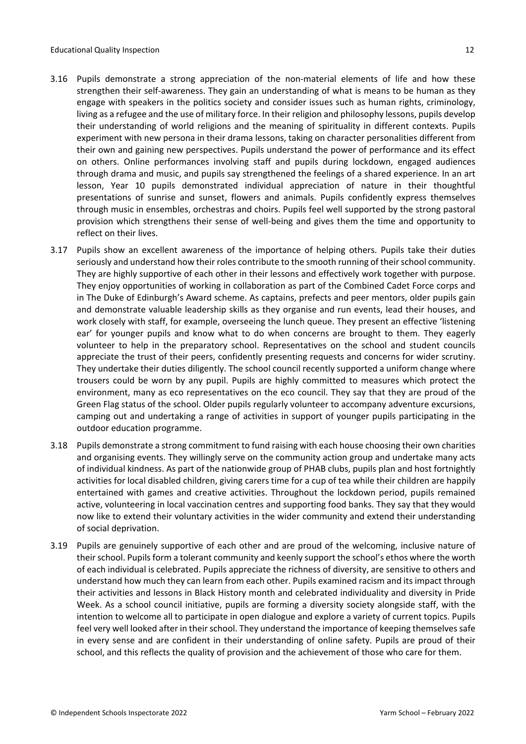3.16 Pupils demonstrate a strong appreciation of the non-material elements of life and how these strengthen their self-awareness. They gain an understanding of what is means to be human as they engage with speakers in the politics society and consider issues such as human rights, criminology, living as a refugee and the use of military force. In their religion and philosophy lessons, pupils develop their understanding of world religions and the meaning of spirituality in different contexts. Pupils experiment with new persona in their drama lessons, taking on character personalities different from their own and gaining new perspectives. Pupils understand the power of performance and its effect on others. Online performances involving staff and pupils during lockdown, engaged audiences through drama and music, and pupils say strengthened the feelings of a shared experience. In an art lesson, Year 10 pupils demonstrated individual appreciation of nature in their thoughtful presentations of sunrise and sunset, flowers and animals. Pupils confidently express themselves through music in ensembles, orchestras and choirs. Pupils feel well supported by the strong pastoral provision which strengthens their sense of well-being and gives them the time and opportunity to reflect on their lives.

3.17 Pupils show an excellent awareness of the importance of helping others. Pupils take their duties seriously and understand how their roles contribute to the smooth running of their school community. They are highly supportive of each other in their lessons and effectively work together with purpose. They enjoy opportunities of working in collaboration as part of the Combined Cadet Force corps and in The Duke of Edinburgh's Award scheme. As captains, prefects and peer mentors, older pupils gain and demonstrate valuable leadership skills as they organise and run events, lead their houses, and work closely with staff, for example, overseeing the lunch queue. They present an effective 'listening ear' for younger pupils and know what to do when concerns are brought to them. They eagerly volunteer to help in the preparatory school. Representatives on the school and student councils appreciate the trust of their peers, confidently presenting requests and concerns for wider scrutiny. They undertake their duties diligently. The school council recently supported a uniform change where trousers could be worn by any pupil. Pupils are highly committed to measures which protect the environment, many as eco representatives on the eco council. They say that they are proud of the Green Flag status of the school. Older pupils regularly volunteer to accompany adventure excursions, camping out and undertaking a range of activities in support of younger pupils participating in the outdoor education programme.

3.18 Pupils demonstrate a strong commitment to fund raising with each house choosing their own charities and organising events. They willingly serve on the community action group and undertake many acts of individual kindness. As part of the nationwide group of PHAB clubs, pupils plan and host fortnightly activities for local disabled children, giving carers time for a cup of tea while their children are happily entertained with games and creative activities. Throughout the lockdown period, pupils remained active, volunteering in local vaccination centres and supporting food banks. They say that they would now like to extend their voluntary activities in the wider community and extend their understanding of social deprivation.

3.19 Pupils are genuinely supportive of each other and are proud of the welcoming, inclusive nature of their school. Pupils form a tolerant community and keenly support the school's ethos where the worth of each individual is celebrated. Pupils appreciate the richness of diversity, are sensitive to others and understand how much they can learn from each other. Pupils examined racism and its impact through their activities and lessons in Black History month and celebrated individuality and diversity in Pride Week. As a school council initiative, pupils are forming a diversity society alongside staff, with the intention to welcome all to participate in open dialogue and explore a variety of current topics. Pupils feel very well looked after in their school. They understand the importance of keeping themselves safe in every sense and are confident in their understanding of online safety. Pupils are proud of their school, and this reflects the quality of provision and the achievement of those who care for them.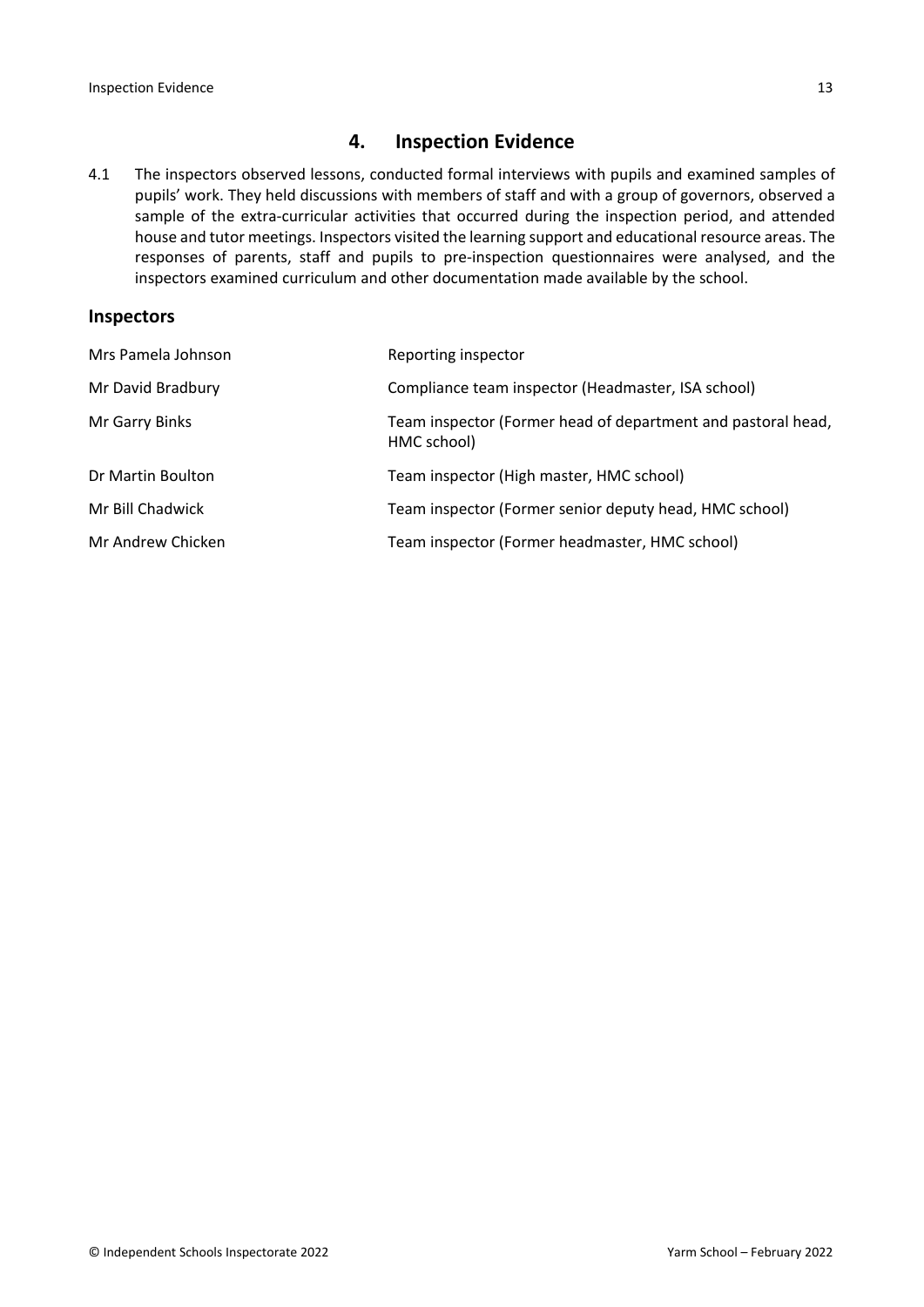## 4. Inspection Evidence

4.1 The inspectors observed lessons, conducted formal interviews with pupils and examined samples of pupils' work. They held discussions with members of staff and with a group of governors, observed a sample of the extra-curricular activities that occurred during the inspection period, and attended house and tutor meetings. Inspectors visited the learning support and educational resource areas. The responses of parents, staff and pupils to pre-inspection questionnaires were analysed, and the inspectors examined curriculum and other documentation made available by the school.

### Inspectors

| | |
|---|---|
| Mrs Pamela Johnson | Reporting inspector |
| Mr David Bradbury | Compliance team inspector (Headmaster, ISA school) |
| Mr Garry Binks | Team inspector (Former head of department and pastoral head, HMC school) |
| Dr Martin Boulton | Team inspector (High master, HMC school) |
| Mr Bill Chadwick | Team inspector (Former senior deputy head, HMC school) |
| Mr Andrew Chicken | Team inspector (Former headmaster, HMC school) |